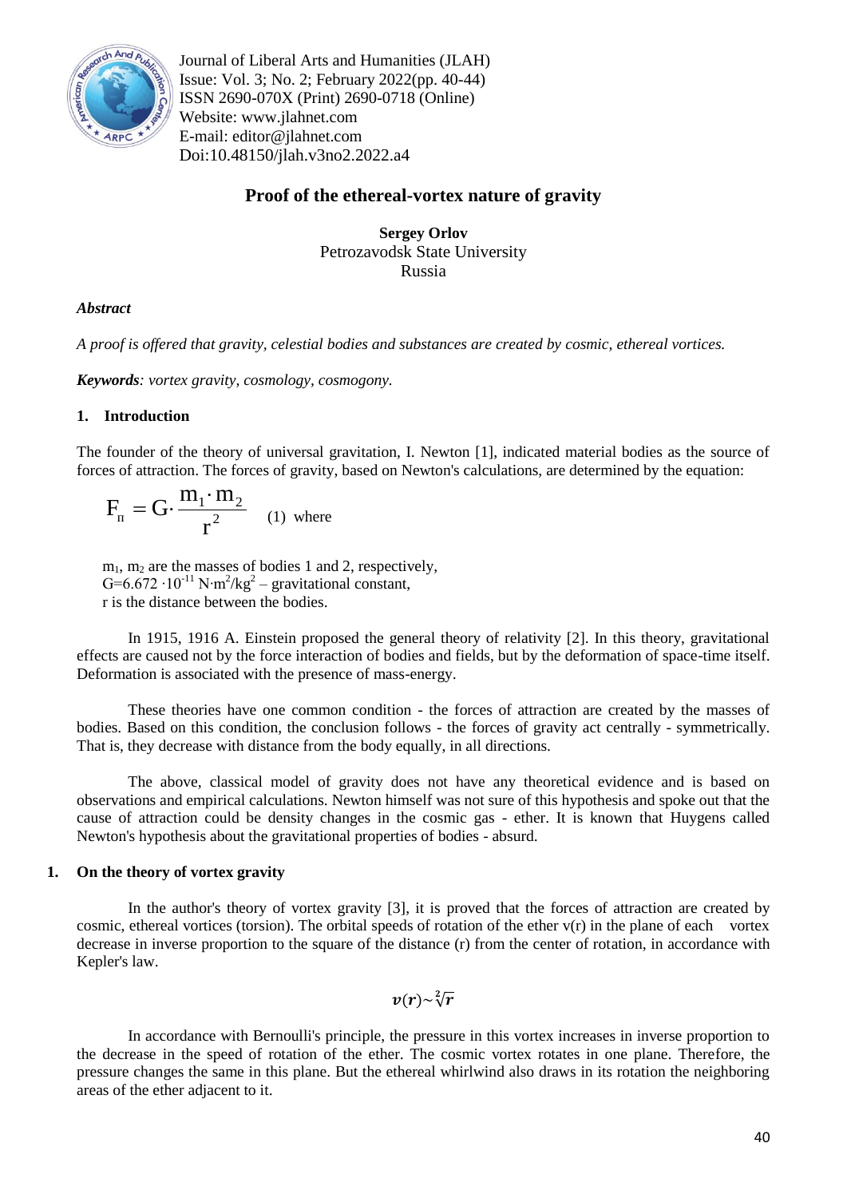Journal of Liberal Arts and Humanities (JLAH)
Issue: Vol. 3; No. 2; February 2022(pp. 40-44)
ISSN 2690-070X (Print) 2690-0718 (Online)
Website: www.jlahnet.com
E-mail: editor@jlahnet.com
Doi:10.48150/jlah.v3no2.2022.a4

# Proof of the ethereal-vortex nature of gravity

**Sergey Orlov**
Petrozavodsk State University
Russia

***Abstract***

*A proof is offered that gravity, celestial bodies and substances are created by cosmic, ethereal vortices.*

***Keywords**: vortex gravity, cosmology, cosmogony.*

## 1. Introduction

The founder of the theory of universal gravitation, I. Newton [1], indicated material bodies as the source of forces of attraction. The forces of gravity, based on Newton's calculations, are determined by the equation:

$$F_{п} = G \cdot \frac{m_1 \cdot m_2}{r^2} \quad (1)$$ where

$m_1$, $m_2$ are the masses of bodies 1 and 2, respectively,
$G=6.672 \cdot 10^{-11}$ $N \cdot m^2/kg^2$ – gravitational constant,
r is the distance between the bodies.

In 1915, 1916 A. Einstein proposed the general theory of relativity [2]. In this theory, gravitational effects are caused not by the force interaction of bodies and fields, but by the deformation of space-time itself. Deformation is associated with the presence of mass-energy.

These theories have one common condition - the forces of attraction are created by the masses of bodies. Based on this condition, the conclusion follows - the forces of gravity act centrally - symmetrically. That is, they decrease with distance from the body equally, in all directions.

The above, classical model of gravity does not have any theoretical evidence and is based on observations and empirical calculations. Newton himself was not sure of this hypothesis and spoke out that the cause of attraction could be density changes in the cosmic gas - ether. It is known that Huygens called Newton's hypothesis about the gravitational properties of bodies - absurd.

## 1. On the theory of vortex gravity

In the author's theory of vortex gravity [3], it is proved that the forces of attraction are created by cosmic, ethereal vortices (torsion). The orbital speeds of rotation of the ether v(r) in the plane of each vortex decrease in inverse proportion to the square of the distance (r) from the center of rotation, in accordance with Kepler's law.

$$v(r) \sim \sqrt[2]{r}$$

In accordance with Bernoulli's principle, the pressure in this vortex increases in inverse proportion to the decrease in the speed of rotation of the ether. The cosmic vortex rotates in one plane. Therefore, the pressure changes the same in this plane. But the ethereal whirlwind also draws in its rotation the neighboring areas of the ether adjacent to it.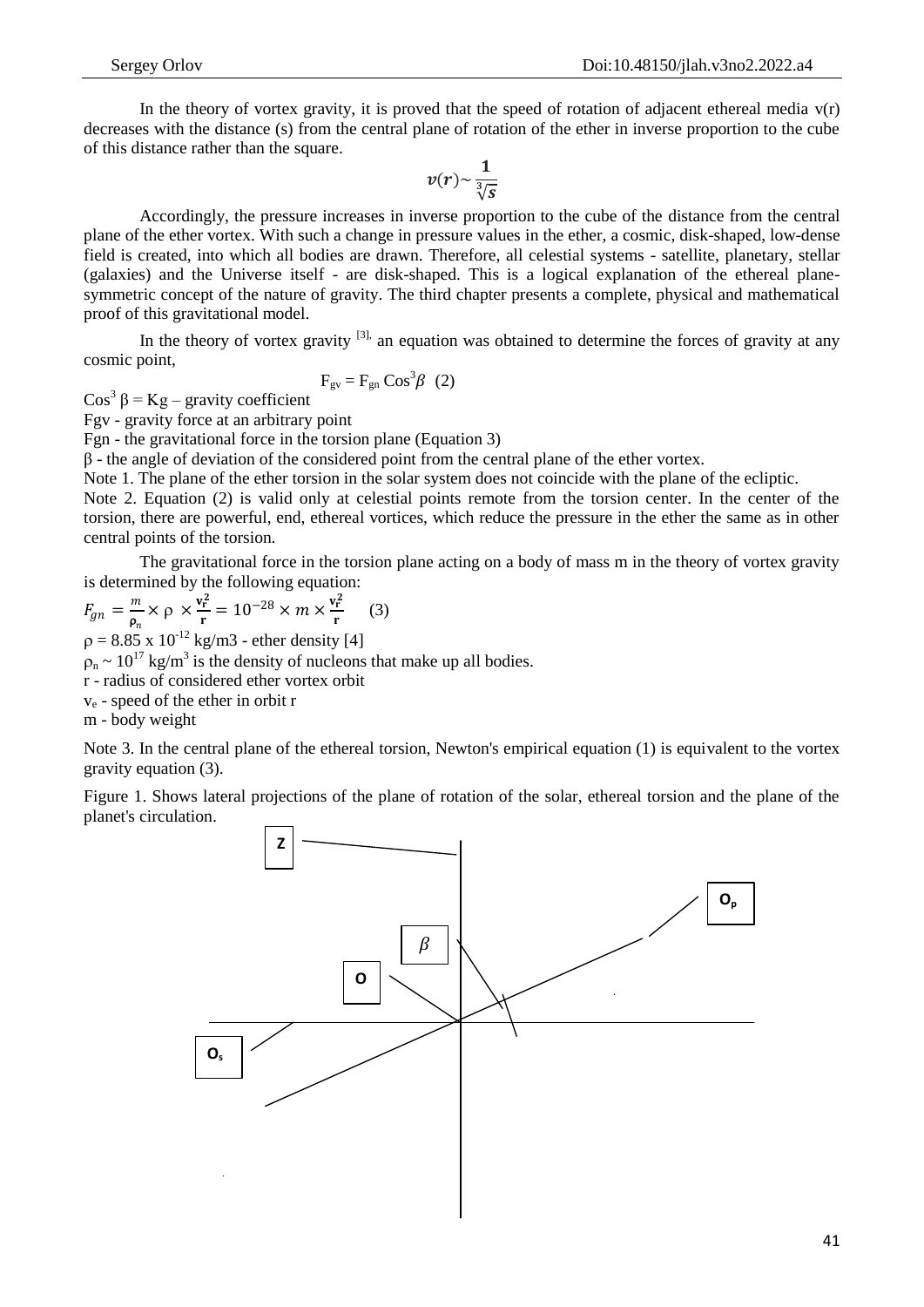In the theory of vortex gravity, it is proved that the speed of rotation of adjacent ethereal media v(r) decreases with the distance (s) from the central plane of rotation of the ether in inverse proportion to the cube of this distance rather than the square.

$$\boldsymbol{v(r)} \sim \frac{\mathbf{1}}{\sqrt[3]{\boldsymbol{s}}}$$

Accordingly, the pressure increases in inverse proportion to the cube of the distance from the central plane of the ether vortex. With such a change in pressure values in the ether, a cosmic, disk-shaped, low-dense field is created, into which all bodies are drawn. Therefore, all celestial systems - satellite, planetary, stellar (galaxies) and the Universe itself - are disk-shaped. This is a logical explanation of the ethereal plane-symmetric concept of the nature of gravity. The third chapter presents a complete, physical and mathematical proof of this gravitational model.

In the theory of vortex gravity [3], an equation was obtained to determine the forces of gravity at any cosmic point,

$$F_{gv} = F_{gn} \, Cos^3\beta \quad (2)$$

$Cos^3 \beta = Kg$ – gravity coefficient

Fgv - gravity force at an arbitrary point

Fgn - the gravitational force in the torsion plane (Equation 3)

β - the angle of deviation of the considered point from the central plane of the ether vortex.

Note 1. The plane of the ether torsion in the solar system does not coincide with the plane of the ecliptic.

Note 2. Equation (2) is valid only at celestial points remote from the torsion center. In the center of the torsion, there are powerful, end, ethereal vortices, which reduce the pressure in the ether the same as in other central points of the torsion.

The gravitational force in the torsion plane acting on a body of mass m in the theory of vortex gravity is determined by the following equation:

$$F_{gn} = \frac{m}{\rho_n} \times \rho \times \frac{v_r^2}{r} = 10^{-28} \times m \times \frac{v_r^2}{r} \quad (3)$$

$\rho = 8.85 \times 10^{-12}$ kg/m3 - ether density [4]

$\rho_n \sim 10^{17}$ kg/m$^3$ is the density of nucleons that make up all bodies.

r - radius of considered ether vortex orbit

$v_e$ - speed of the ether in orbit r

m - body weight

Note 3. In the central plane of the ethereal torsion, Newton's empirical equation (1) is equivalent to the vortex gravity equation (3).

Figure 1. Shows lateral projections of the plane of rotation of the solar, ethereal torsion and the plane of the planet's circulation.

Z

$O_p$

$\beta$

O

$O_s$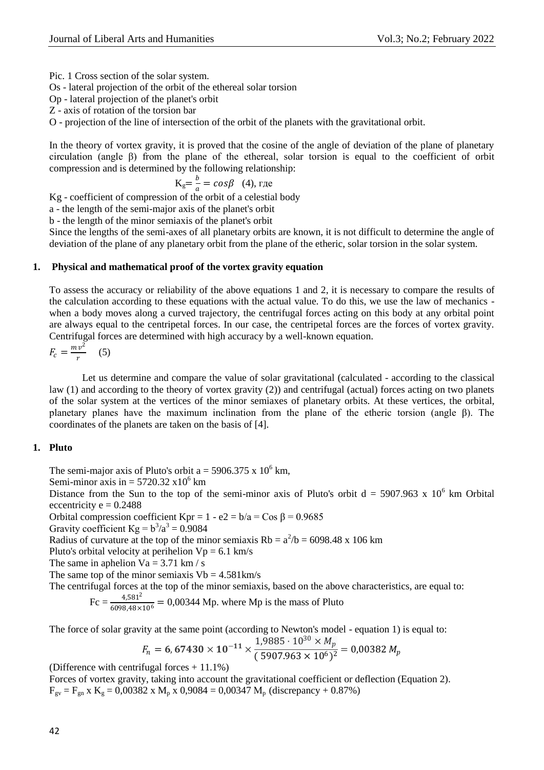Pic. 1 Cross section of the solar system.

Os - lateral projection of the orbit of the ethereal solar torsion

Op - lateral projection of the planet's orbit

Z - axis of rotation of the torsion bar

O - projection of the line of intersection of the orbit of the planets with the gravitational orbit.

In the theory of vortex gravity, it is proved that the cosine of the angle of deviation of the plane of planetary circulation (angle β) from the plane of the ethereal, solar torsion is equal to the coefficient of orbit compression and is determined by the following relationship:

$$K_g = \frac{b}{a} = \cos\beta \quad (4), \text{ где}$$

Kg - coefficient of compression of the orbit of a celestial body

a - the length of the semi-major axis of the planet's orbit

b - the length of the minor semiaxis of the planet's orbit

Since the lengths of the semi-axes of all planetary orbits are known, it is not difficult to determine the angle of deviation of the plane of any planetary orbit from the plane of the etheric, solar torsion in the solar system.

## 1. Physical and mathematical proof of the vortex gravity equation

To assess the accuracy or reliability of the above equations 1 and 2, it is necessary to compare the results of the calculation according to these equations with the actual value. To do this, we use the law of mechanics - when a body moves along a curved trajectory, the centrifugal forces acting on this body at any orbital point are always equal to the centripetal forces. In our case, the centripetal forces are the forces of vortex gravity. Centrifugal forces are determined with high accuracy by a well-known equation.

$$F_c = \frac{m v^2}{r} \quad (5)$$

Let us determine and compare the value of solar gravitational (calculated - according to the classical law (1) and according to the theory of vortex gravity (2)) and centrifugal (actual) forces acting on two planets of the solar system at the vertices of the minor semiaxes of planetary orbits. At these vertices, the orbital, planetary planes have the maximum inclination from the plane of the etheric torsion (angle β). The coordinates of the planets are taken on the basis of [4].

## 1. Pluto

The semi-major axis of Pluto's orbit a = 5906.375 x $10^6$ km,

Semi-minor axis in = 5720.32 x$10^6$ km

Distance from the Sun to the top of the semi-minor axis of Pluto's orbit d = 5907.963 x $10^6$ km Orbital eccentricity e = 0.2488

Orbital compression coefficient Kpr = 1 - e2 = b/a = Cos β = 0.9685

Gravity coefficient Кg = $b^3/a^3$ = 0.9084

Radius of curvature at the top of the minor semiaxis Rb = $a^2/b$ = 6098.48 x 106 km

Pluto's orbital velocity at perihelion Vp = 6.1 km/s

The same in aphelion Va = 3.71 km / s

The same top of the minor semiaxis Vb = 4.581km/s

The centrifugal forces at the top of the minor semiaxis, based on the above characteristics, are equal to:

$$Fc = \frac{4{,}581^2}{6098{,}48 \times 10^6} = 0{,}00344 \text{ Mp. where Mp is the mass of Pluto}$$

The force of solar gravity at the same point (according to Newton's model - equation 1) is equal to:

$$F_n = \mathbf{6{,}67430 \times 10^{-11}} \times \frac{1{,}9885 \cdot 10^{30} \times M_p}{(5907.963 \times 10^6)^2} = 0{,}00382\, M_p$$

(Difference with centrifugal forces + 11.1%)

Forces of vortex gravity, taking into account the gravitational coefficient or deflection (Equation 2).

$F_{gv} = F_{gn} \times K_g = 0{,}00382 \times M_p \times 0{,}9084 = 0{,}00347\, M_p$ (discrepancy + 0.87%)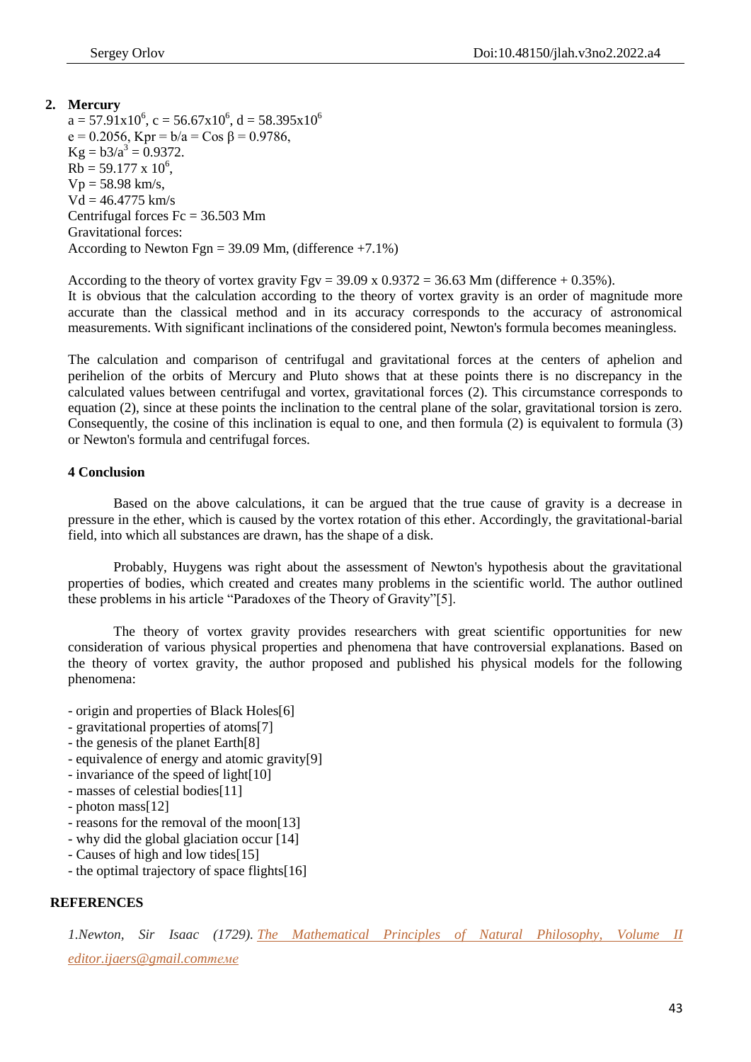2. **Mercury**

$a = 57.91 \times 10^6$, $c = 56.67 \times 10^6$, $d = 58.395 \times 10^6$

$e = 0.2056$, $Kpr = b/a = \cos \beta = 0.9786$,

$Kg = b3/a^3 = 0.9372$.

$Rb = 59.177 \times 10^6$,

$Vp = 58.98$ km/s,

$Vd = 46.4775$ km/s

Centrifugal forces $Fc = 36.503$ Mm

Gravitational forces:

According to Newton $Fgn = 39.09$ Mm, (difference +7.1%)

According to the theory of vortex gravity $Fgv = 39.09 \times 0.9372 = 36.63$ Mm (difference + 0.35%).
It is obvious that the calculation according to the theory of vortex gravity is an order of magnitude more accurate than the classical method and in its accuracy corresponds to the accuracy of astronomical measurements. With significant inclinations of the considered point, Newton's formula becomes meaningless.

The calculation and comparison of centrifugal and gravitational forces at the centers of aphelion and perihelion of the orbits of Mercury and Pluto shows that at these points there is no discrepancy in the calculated values between centrifugal and vortex, gravitational forces (2). This circumstance corresponds to equation (2), since at these points the inclination to the central plane of the solar, gravitational torsion is zero. Consequently, the cosine of this inclination is equal to one, and then formula (2) is equivalent to formula (3) or Newton's formula and centrifugal forces.

### 4 Conclusion

Based on the above calculations, it can be argued that the true cause of gravity is a decrease in pressure in the ether, which is caused by the vortex rotation of this ether. Accordingly, the gravitational-barial field, into which all substances are drawn, has the shape of a disk.

Probably, Huygens was right about the assessment of Newton's hypothesis about the gravitational properties of bodies, which created and creates many problems in the scientific world. The author outlined these problems in his article "Paradoxes of the Theory of Gravity"[5].

The theory of vortex gravity provides researchers with great scientific opportunities for new consideration of various physical properties and phenomena that have controversial explanations. Based on the theory of vortex gravity, the author proposed and published his physical models for the following phenomena:

- origin and properties of Black Holes[6]
- gravitational properties of atoms[7]
- the genesis of the planet Earth[8]
- equivalence of energy and atomic gravity[9]
- invariance of the speed of light[10]
- masses of celestial bodies[11]
- photon mass[12]
- reasons for the removal of the moon[13]
- why did the global glaciation occur [14]
- Causes of high and low tides[15]
- the optimal trajectory of space flights[16]

### REFERENCES

*1.Newton, Sir Isaac (1729). The Mathematical Principles of Natural Philosophy, Volume II*

*editor.ijaers@gmail.comтеме*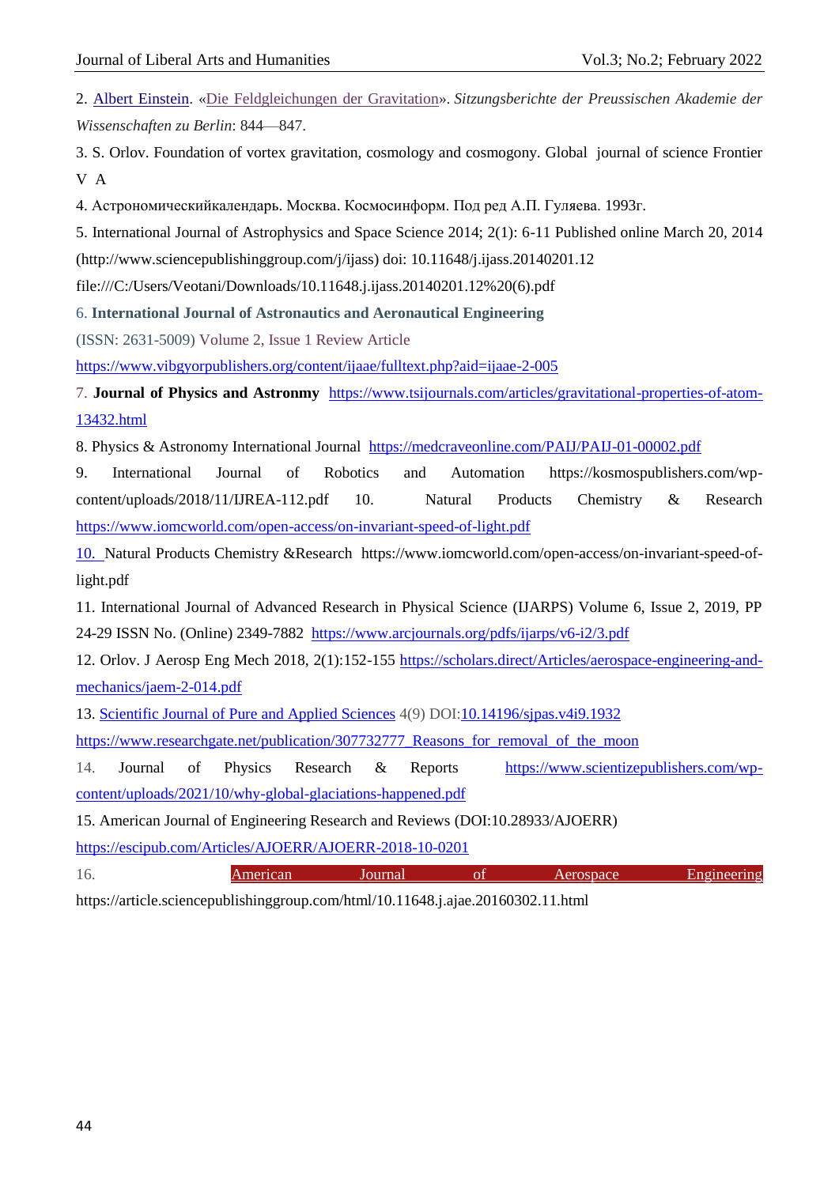2. Albert Einstein. «Die Feldgleichungen der Gravitation». *Sitzungsberichte der Preussischen Akademie der Wissenschaften zu Berlin*: 844—847.

3. S. Orlov. Foundation of vortex gravitation, cosmology and cosmogony. Global journal of science Frontier V A

4. Астрономическийкалендарь. Москва. Космосинформ. Под ред А.П. Гуляева. 1993г.

5. International Journal of Astrophysics and Space Science 2014; 2(1): 6-11 Published online March 20, 2014 (http://www.sciencepublishinggroup.com/j/ijass) doi: 10.11648/j.ijass.20140201.12 file:///C:/Users/Veotani/Downloads/10.11648.j.ijass.20140201.12%20(6).pdf

6. **International Journal of Astronautics and Aeronautical Engineering** (ISSN: 2631-5009) Volume 2, Issue 1 Review Article https://www.vibgyorpublishers.org/content/ijaae/fulltext.php?aid=ijaae-2-005

7. **Journal of Physics and Astronmy** https://www.tsijournals.com/articles/gravitational-properties-of-atom-13432.html

8. Physics & Astronomy International Journal https://medcraveonline.com/PAIJ/PAIJ-01-00002.pdf

9. International Journal of Robotics and Automation https://kosmospublishers.com/wp-content/uploads/2018/11/IJREA-112.pdf 10. Natural Products Chemistry & Research https://www.iomcworld.com/open-access/on-invariant-speed-of-light.pdf

10. Natural Products Chemistry &Research https://www.iomcworld.com/open-access/on-invariant-speed-of-light.pdf

11. International Journal of Advanced Research in Physical Science (IJARPS) Volume 6, Issue 2, 2019, PP 24-29 ISSN No. (Online) 2349-7882 https://www.arcjournals.org/pdfs/ijarps/v6-i2/3.pdf

12. Orlov. J Aerosp Eng Mech 2018, 2(1):152-155 https://scholars.direct/Articles/aerospace-engineering-and-mechanics/jaem-2-014.pdf

13. Scientific Journal of Pure and Applied Sciences 4(9) DOI:10.14196/sjpas.v4i9.1932 https://www.researchgate.net/publication/307732777_Reasons_for_removal_of_the_moon

14. Journal of Physics Research & Reports https://www.scientizepublishers.com/wp-content/uploads/2021/10/why-global-glaciations-happened.pdf

15. American Journal of Engineering Research and Reviews (DOI:10.28933/AJOERR) https://escipub.com/Articles/AJOERR/AJOERR-2018-10-0201

16. American Journal of Aerospace Engineering https://article.sciencepublishinggroup.com/html/10.11648.j.ajae.20160302.11.html